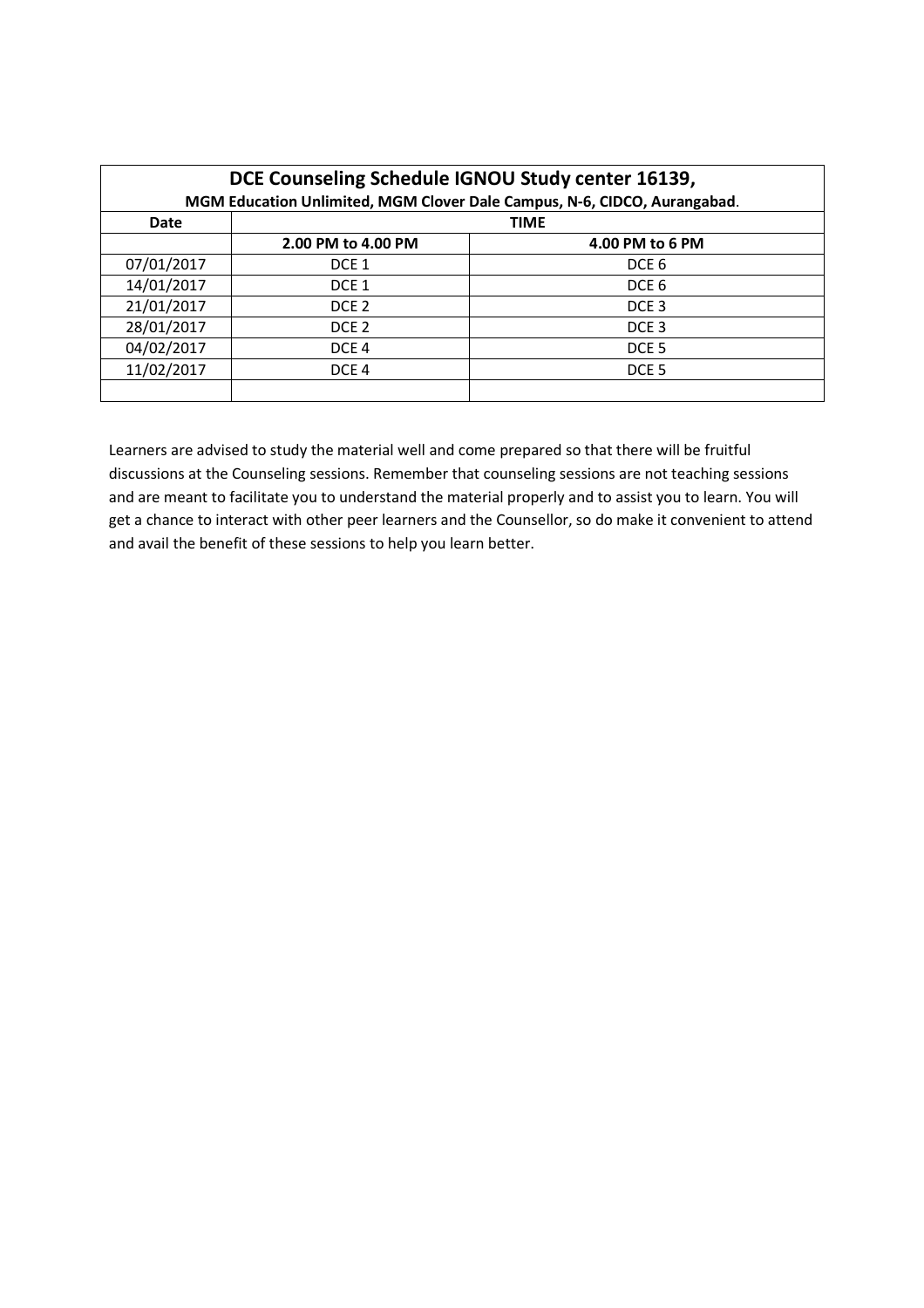| DCE Counseling Schedule IGNOU Study center 16139, MGM Education Unlimited, MGM Clover Dale Campus, N-6, CIDCO, Aurangabad. | | |
|---|---|---|
| **Date** | **TIME** | |
| | **2.00 PM to 4.00 PM** | **4.00 PM to 6 PM** |
| 07/01/2017 | DCE 1 | DCE 6 |
| 14/01/2017 | DCE 1 | DCE 6 |
| 21/01/2017 | DCE 2 | DCE 3 |
| 28/01/2017 | DCE 2 | DCE 3 |
| 04/02/2017 | DCE 4 | DCE 5 |
| 11/02/2017 | DCE 4 | DCE 5 |
| | | |

Learners are advised to study the material well and come prepared so that there will be fruitful discussions at the Counseling sessions. Remember that counseling sessions are not teaching sessions and are meant to facilitate you to understand the material properly and to assist you to learn. You will get a chance to interact with other peer learners and the Counsellor, so do make it convenient to attend and avail the benefit of these sessions to help you learn better.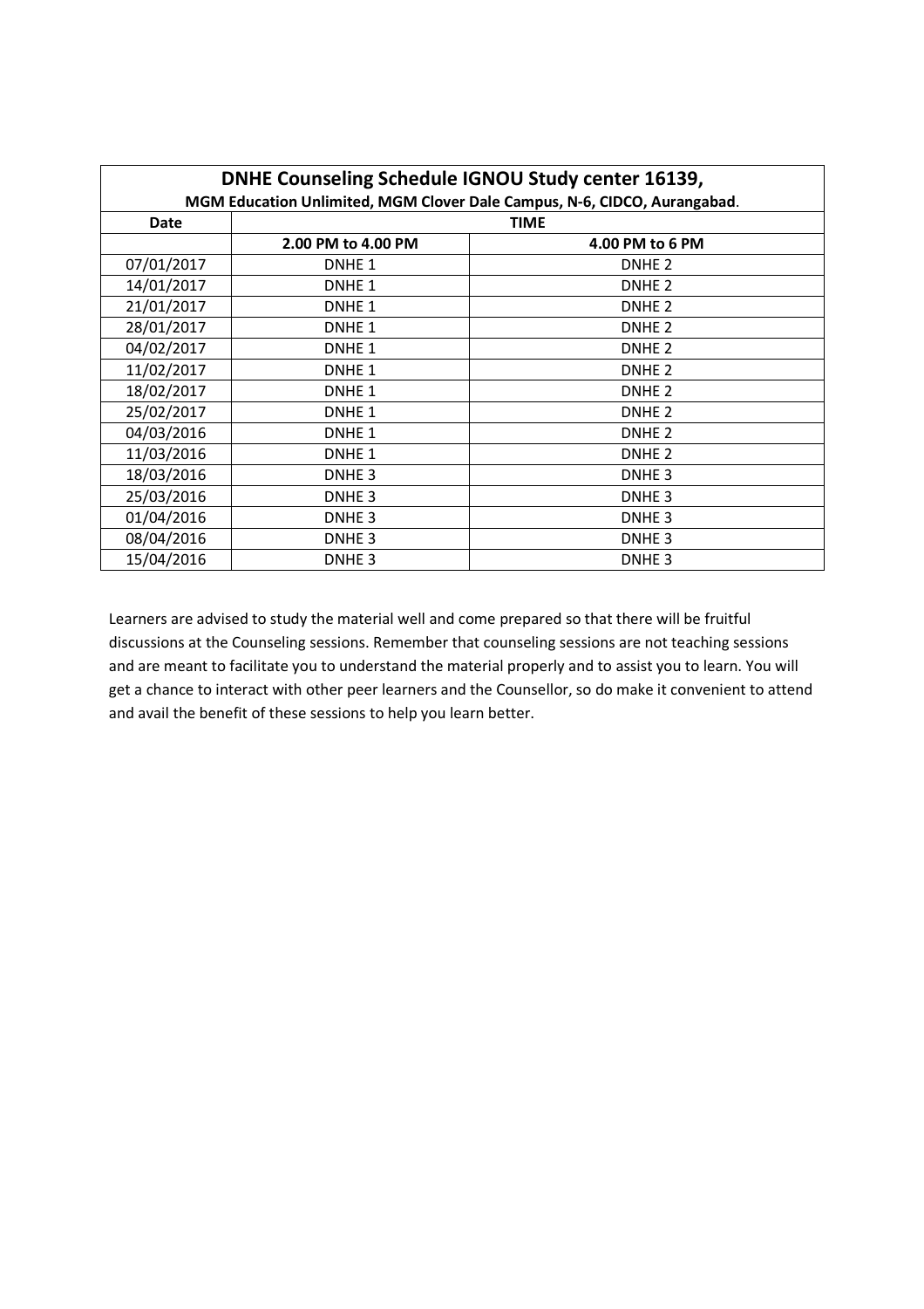| DNHE Counseling Schedule IGNOU Study center 16139, MGM Education Unlimited, MGM Clover Dale Campus, N-6, CIDCO, Aurangabad. | | |
|---|---|---|
| **Date** | **TIME** | |
| | **2.00 PM to 4.00 PM** | **4.00 PM to 6 PM** |
| 07/01/2017 | DNHE 1 | DNHE 2 |
| 14/01/2017 | DNHE 1 | DNHE 2 |
| 21/01/2017 | DNHE 1 | DNHE 2 |
| 28/01/2017 | DNHE 1 | DNHE 2 |
| 04/02/2017 | DNHE 1 | DNHE 2 |
| 11/02/2017 | DNHE 1 | DNHE 2 |
| 18/02/2017 | DNHE 1 | DNHE 2 |
| 25/02/2017 | DNHE 1 | DNHE 2 |
| 04/03/2016 | DNHE 1 | DNHE 2 |
| 11/03/2016 | DNHE 1 | DNHE 2 |
| 18/03/2016 | DNHE 3 | DNHE 3 |
| 25/03/2016 | DNHE 3 | DNHE 3 |
| 01/04/2016 | DNHE 3 | DNHE 3 |
| 08/04/2016 | DNHE 3 | DNHE 3 |
| 15/04/2016 | DNHE 3 | DNHE 3 |

Learners are advised to study the material well and come prepared so that there will be fruitful discussions at the Counseling sessions. Remember that counseling sessions are not teaching sessions and are meant to facilitate you to understand the material properly and to assist you to learn. You will get a chance to interact with other peer learners and the Counsellor, so do make it convenient to attend and avail the benefit of these sessions to help you learn better.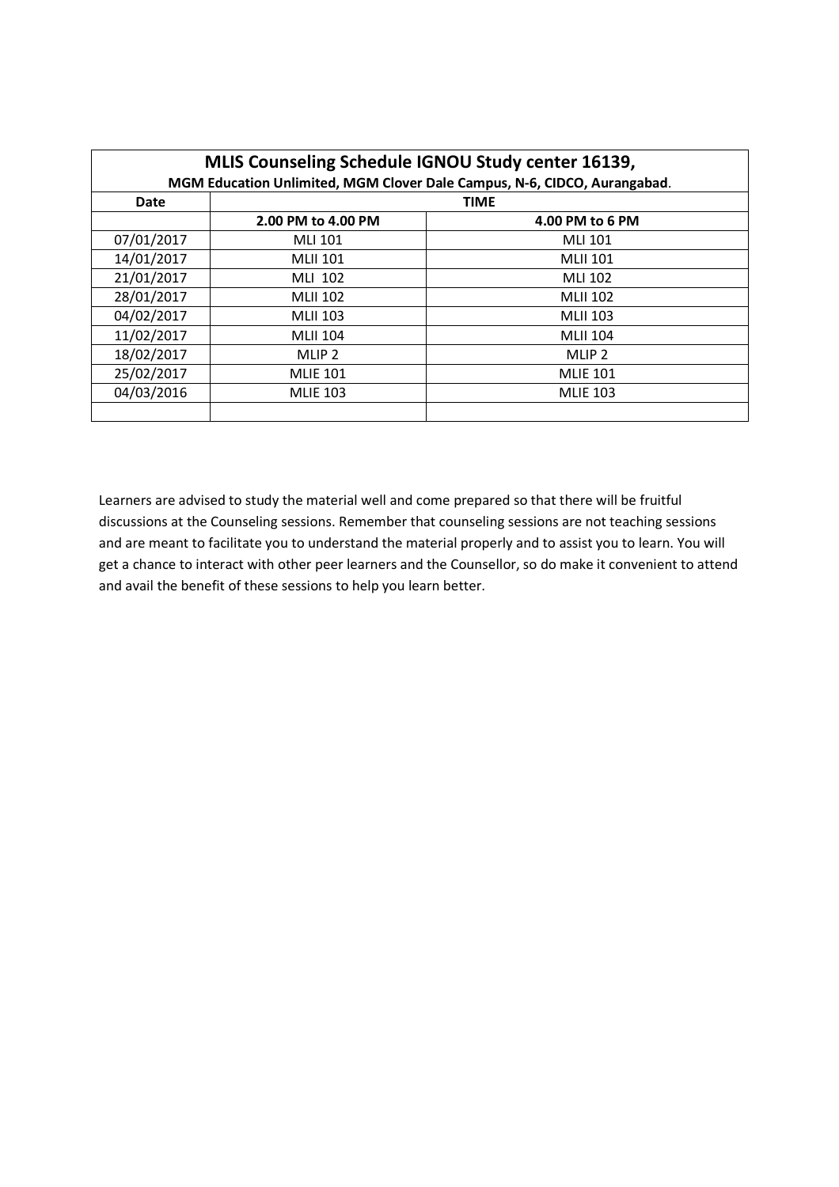| MLIS Counseling Schedule IGNOU Study center 16139, MGM Education Unlimited, MGM Clover Dale Campus, N-6, CIDCO, Aurangabad. | | |
|---|---|---|
| **Date** | **TIME** | |
| | **2.00 PM to 4.00 PM** | **4.00 PM to 6 PM** |
| 07/01/2017 | MLI 101 | MLI 101 |
| 14/01/2017 | MLII 101 | MLII 101 |
| 21/01/2017 | MLI 102 | MLI 102 |
| 28/01/2017 | MLII 102 | MLII 102 |
| 04/02/2017 | MLII 103 | MLII 103 |
| 11/02/2017 | MLII 104 | MLII 104 |
| 18/02/2017 | MLIP 2 | MLIP 2 |
| 25/02/2017 | MLIE 101 | MLIE 101 |
| 04/03/2016 | MLIE 103 | MLIE 103 |
| | | |

Learners are advised to study the material well and come prepared so that there will be fruitful discussions at the Counseling sessions. Remember that counseling sessions are not teaching sessions and are meant to facilitate you to understand the material properly and to assist you to learn. You will get a chance to interact with other peer learners and the Counsellor, so do make it convenient to attend and avail the benefit of these sessions to help you learn better.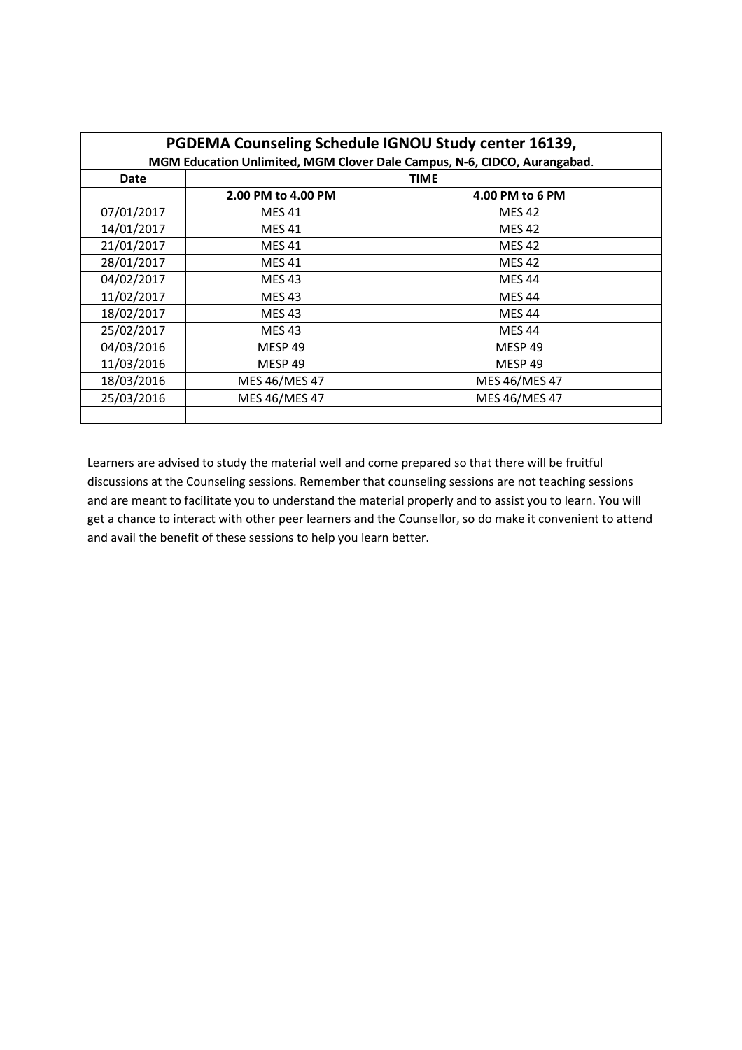| PGDEMA Counseling Schedule IGNOU Study center 16139, MGM Education Unlimited, MGM Clover Dale Campus, N-6, CIDCO, Aurangabad. | | |
|---|---|---|
| **Date** | **TIME** | |
| | **2.00 PM to 4.00 PM** | **4.00 PM to 6 PM** |
| 07/01/2017 | MES 41 | MES 42 |
| 14/01/2017 | MES 41 | MES 42 |
| 21/01/2017 | MES 41 | MES 42 |
| 28/01/2017 | MES 41 | MES 42 |
| 04/02/2017 | MES 43 | MES 44 |
| 11/02/2017 | MES 43 | MES 44 |
| 18/02/2017 | MES 43 | MES 44 |
| 25/02/2017 | MES 43 | MES 44 |
| 04/03/2016 | MESP 49 | MESP 49 |
| 11/03/2016 | MESP 49 | MESP 49 |
| 18/03/2016 | MES 46/MES 47 | MES 46/MES 47 |
| 25/03/2016 | MES 46/MES 47 | MES 46/MES 47 |
| | | |

Learners are advised to study the material well and come prepared so that there will be fruitful discussions at the Counseling sessions. Remember that counseling sessions are not teaching sessions and are meant to facilitate you to understand the material properly and to assist you to learn. You will get a chance to interact with other peer learners and the Counsellor, so do make it convenient to attend and avail the benefit of these sessions to help you learn better.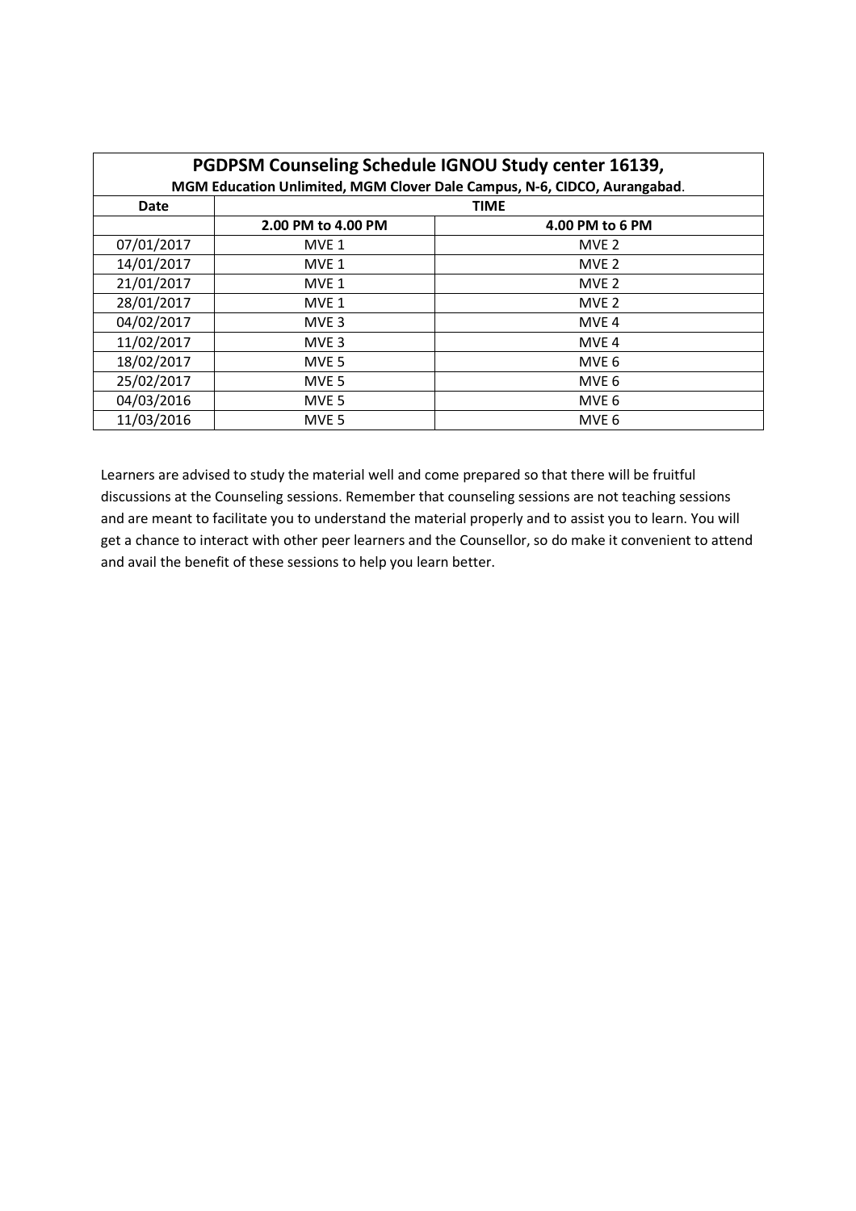| PGDPSM Counseling Schedule IGNOU Study center 16139, MGM Education Unlimited, MGM Clover Dale Campus, N-6, CIDCO, Aurangabad. | | |
|---|---|---|
| **Date** | **TIME** | |
| | **2.00 PM to 4.00 PM** | **4.00 PM to 6 PM** |
| 07/01/2017 | MVE 1 | MVE 2 |
| 14/01/2017 | MVE 1 | MVE 2 |
| 21/01/2017 | MVE 1 | MVE 2 |
| 28/01/2017 | MVE 1 | MVE 2 |
| 04/02/2017 | MVE 3 | MVE 4 |
| 11/02/2017 | MVE 3 | MVE 4 |
| 18/02/2017 | MVE 5 | MVE 6 |
| 25/02/2017 | MVE 5 | MVE 6 |
| 04/03/2016 | MVE 5 | MVE 6 |
| 11/03/2016 | MVE 5 | MVE 6 |

Learners are advised to study the material well and come prepared so that there will be fruitful discussions at the Counseling sessions. Remember that counseling sessions are not teaching sessions and are meant to facilitate you to understand the material properly and to assist you to learn. You will get a chance to interact with other peer learners and the Counsellor, so do make it convenient to attend and avail the benefit of these sessions to help you learn better.